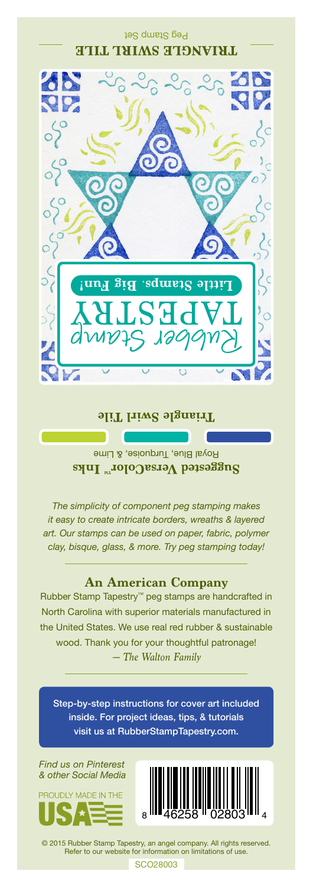Peg Stamp Set

# TRIANGLE SWIRL TILE

Rubber Stamp
TAPESTRY
**Little Stamps. Big Fun!**

**Triangle Swirl Tile**

**Suggested VersaColor™ Inks**
Royal Blue, Turquoise, & Lime

*The simplicity of component peg stamping makes it easy to create intricate borders, wreaths & layered art. Our stamps can be used on paper, fabric, polymer clay, bisque, glass, & more. Try peg stamping today!*

## An American Company

Rubber Stamp Tapestry™ peg stamps are handcrafted in North Carolina with superior materials manufactured in the United States. We use real red rubber & sustainable wood. Thank you for your thoughtful patronage!
*— The Walton Family*

Step-by-step instructions for cover art included inside. For project ideas, tips, & tutorials visit us at RubberStampTapestry.com.

*Find us on Pinterest & other Social Media*

PROUDLY MADE IN THE USA

8 46258 02803 4

© 2015 Rubber Stamp Tapestry, an angel company. All rights reserved.
Refer to our website for information on limitations of use.

SCO28003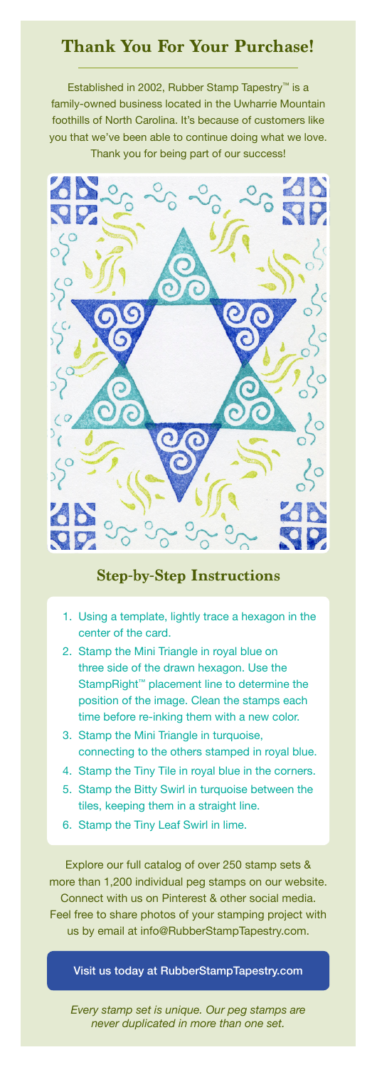## Thank You For Your Purchase!

Established in 2002, Rubber Stamp Tapestry™ is a family-owned business located in the Uwharrie Mountain foothills of North Carolina. It's because of customers like you that we've been able to continue doing what we love. Thank you for being part of our success!

## Step-by-Step Instructions

1. Using a template, lightly trace a hexagon in the center of the card.
2. Stamp the Mini Triangle in royal blue on three side of the drawn hexagon. Use the StampRight™ placement line to determine the position of the image. Clean the stamps each time before re-inking them with a new color.
3. Stamp the Mini Triangle in turquoise, connecting to the others stamped in royal blue.
4. Stamp the Tiny Tile in royal blue in the corners.
5. Stamp the Bitty Swirl in turquoise between the tiles, keeping them in a straight line.
6. Stamp the Tiny Leaf Swirl in lime.

Explore our full catalog of over 250 stamp sets & more than 1,200 individual peg stamps on our website. Connect with us on Pinterest & other social media. Feel free to share photos of your stamping project with us by email at info@RubberStampTapestry.com.

Visit us today at RubberStampTapestry.com

*Every stamp set is unique. Our peg stamps are never duplicated in more than one set.*